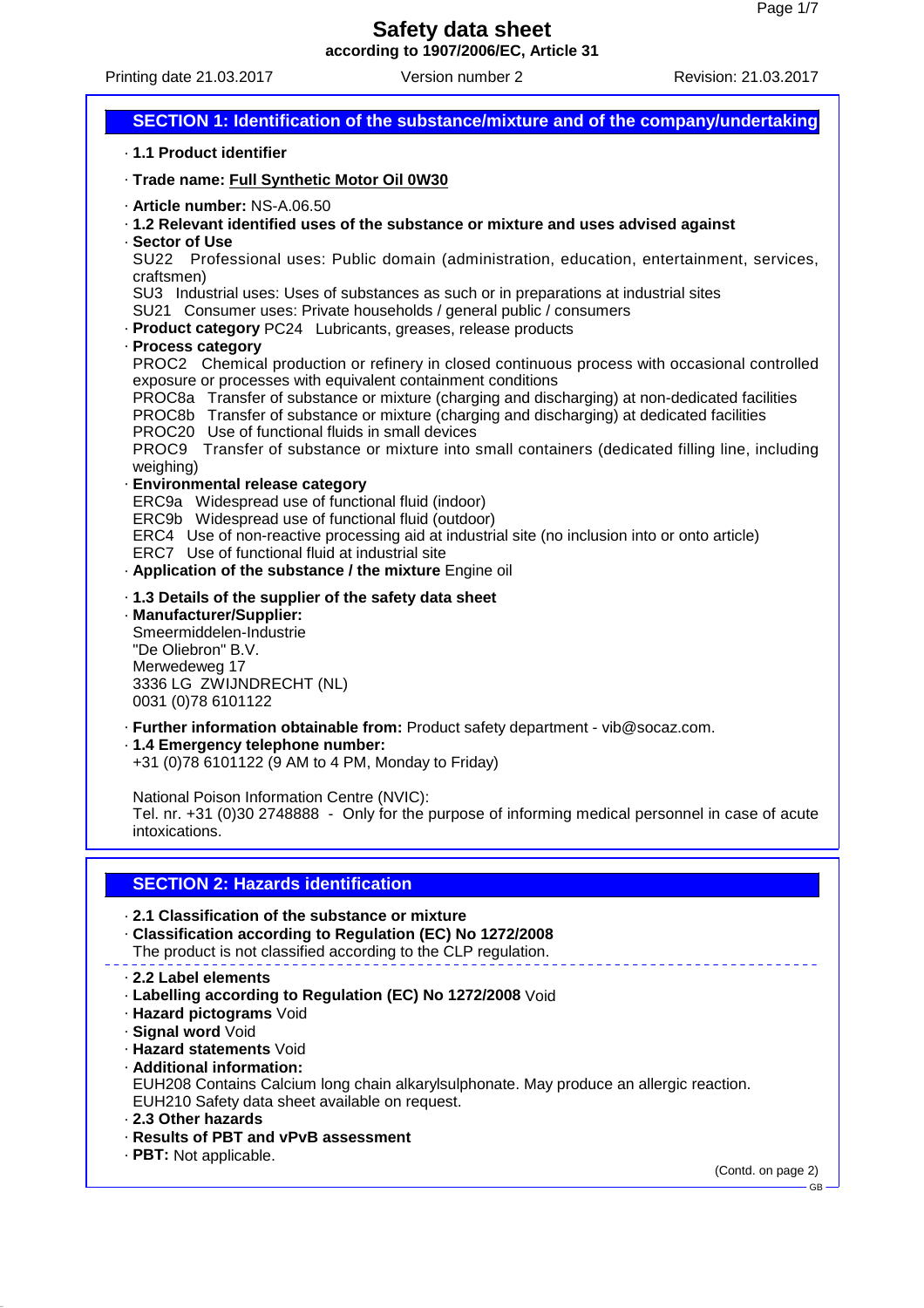# Safety data sheet

**according to 1907/2006/EC, Article 31**

Printing date 21.03.2017 | Version number 2 | Revision: 21.03.2017

## SECTION 1: Identification of the substance/mixture and of the company/undertaking

· **1.1 Product identifier**

· **Trade name: Full Synthetic Motor Oil 0W30**

· **Article number:** NS-A.06.50

· **1.2 Relevant identified uses of the substance or mixture and uses advised against**

· **Sector of Use**

SU22 Professional uses: Public domain (administration, education, entertainment, services, craftsmen)

SU3 Industrial uses: Uses of substances as such or in preparations at industrial sites

SU21 Consumer uses: Private households / general public / consumers

· **Product category** PC24 Lubricants, greases, release products

· **Process category**

PROC2 Chemical production or refinery in closed continuous process with occasional controlled exposure or processes with equivalent containment conditions

PROC8a Transfer of substance or mixture (charging and discharging) at non-dedicated facilities

PROC8b Transfer of substance or mixture (charging and discharging) at dedicated facilities

PROC20 Use of functional fluids in small devices

PROC9 Transfer of substance or mixture into small containers (dedicated filling line, including weighing)

· **Environmental release category**

ERC9a Widespread use of functional fluid (indoor)

ERC9b Widespread use of functional fluid (outdoor)

ERC4 Use of non-reactive processing aid at industrial site (no inclusion into or onto article)

ERC7 Use of functional fluid at industrial site

· **Application of the substance / the mixture** Engine oil

· **1.3 Details of the supplier of the safety data sheet**

· **Manufacturer/Supplier:**

Smeermiddelen-Industrie
"De Oliebron" B.V.
Merwedeweg 17
3336 LG ZWIJNDRECHT (NL)
0031 (0)78 6101122

· **Further information obtainable from:** Product safety department - vib@socaz.com.

· **1.4 Emergency telephone number:**

+31 (0)78 6101122 (9 AM to 4 PM, Monday to Friday)

National Poison Information Centre (NVIC):
Tel. nr. +31 (0)30 2748888 - Only for the purpose of informing medical personnel in case of acute intoxications.

## SECTION 2: Hazards identification

· **2.1 Classification of the substance or mixture**

· **Classification according to Regulation (EC) No 1272/2008**

The product is not classified according to the CLP regulation.

· **2.2 Label elements**

· **Labelling according to Regulation (EC) No 1272/2008** Void

· **Hazard pictograms** Void

· **Signal word** Void

· **Hazard statements** Void

· **Additional information:**

EUH208 Contains Calcium long chain alkarylsulphonate. May produce an allergic reaction.

EUH210 Safety data sheet available on request.

· **2.3 Other hazards**

· **Results of PBT and vPvB assessment**

· **PBT:** Not applicable.

(Contd. on page 2)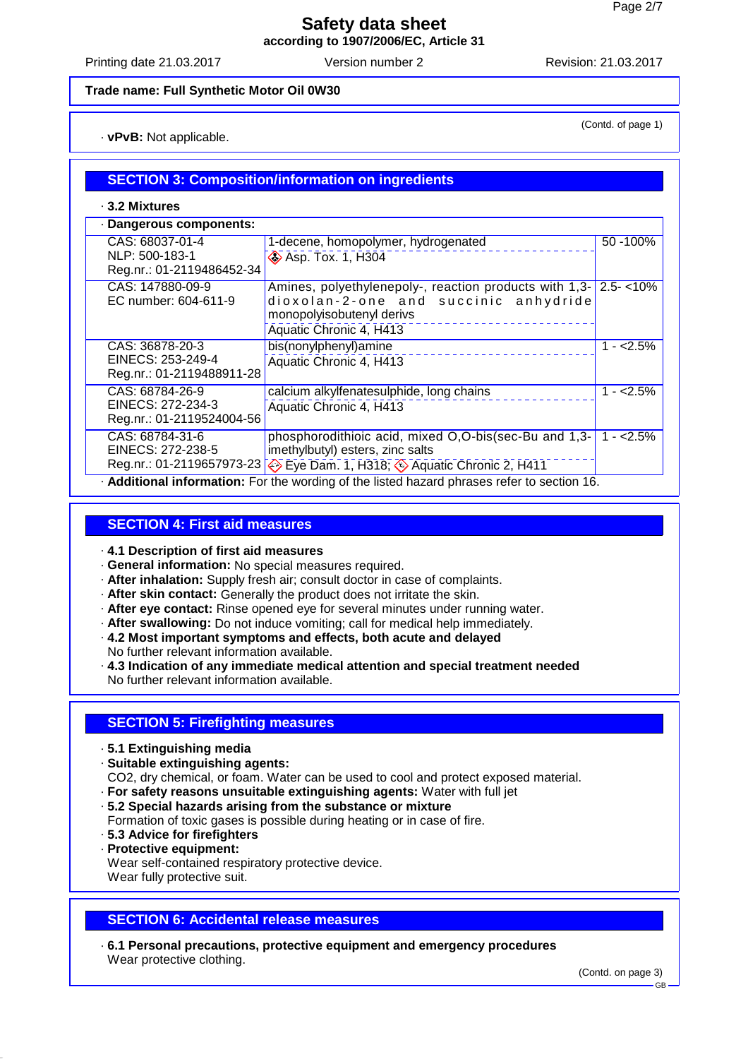# Safety data sheet

**according to 1907/2006/EC, Article 31**

Printing date 21.03.2017 Version number 2 Revision: 21.03.2017

**Trade name: Full Synthetic Motor Oil 0W30**

(Contd. of page 1)

· **vPvB:** Not applicable.

## SECTION 3: Composition/information on ingredients

· **3.2 Mixtures**

· **Dangerous components:**

| Identifiers | Name / Classification | Concentration |
|---|---|---|
| CAS: 68037-01-4<br>NLP: 500-183-1<br>Reg.nr.: 01-2119486452-34 | 1-decene, homopolymer, hydrogenated<br>Asp. Tox. 1, H304 | 50 -100% |
| CAS: 147880-09-9<br>EC number: 604-611-9 | Amines, polyethylenepoly-, reaction products with 1,3-dioxolan-2-one and succinic anhydride monopolyisobutenyl derivs<br>Aquatic Chronic 4, H413 | 2.5- <10% |
| CAS: 36878-20-3<br>EINECS: 253-249-4<br>Reg.nr.: 01-2119488911-28 | bis(nonylphenyl)amine<br>Aquatic Chronic 4, H413 | 1 - <2.5% |
| CAS: 68784-26-9<br>EINECS: 272-234-3<br>Reg.nr.: 01-2119524004-56 | calcium alkylfenatesulphide, long chains<br>Aquatic Chronic 4, H413 | 1 - <2.5% |
| CAS: 68784-31-6<br>EINECS: 272-238-5<br>Reg.nr.: 01-2119657973-23 | phosphorodithioic acid, mixed O,O-bis(sec-Bu and 1,3-imethylbutyl) esters, zinc salts<br>Eye Dam. 1, H318; Aquatic Chronic 2, H411 | 1 - <2.5% |

· **Additional information:** For the wording of the listed hazard phrases refer to section 16.

## SECTION 4: First aid measures

· **4.1 Description of first aid measures**
· **General information:** No special measures required.
· **After inhalation:** Supply fresh air; consult doctor in case of complaints.
· **After skin contact:** Generally the product does not irritate the skin.
· **After eye contact:** Rinse opened eye for several minutes under running water.
· **After swallowing:** Do not induce vomiting; call for medical help immediately.
· **4.2 Most important symptoms and effects, both acute and delayed**
No further relevant information available.
· **4.3 Indication of any immediate medical attention and special treatment needed**
No further relevant information available.

## SECTION 5: Firefighting measures

· **5.1 Extinguishing media**
· **Suitable extinguishing agents:**
CO2, dry chemical, or foam. Water can be used to cool and protect exposed material.
· **For safety reasons unsuitable extinguishing agents:** Water with full jet
· **5.2 Special hazards arising from the substance or mixture**
Formation of toxic gases is possible during heating or in case of fire.
· **5.3 Advice for firefighters**
· **Protective equipment:**
Wear self-contained respiratory protective device.
Wear fully protective suit.

## SECTION 6: Accidental release measures

· **6.1 Personal precautions, protective equipment and emergency procedures**
Wear protective clothing.

(Contd. on page 3)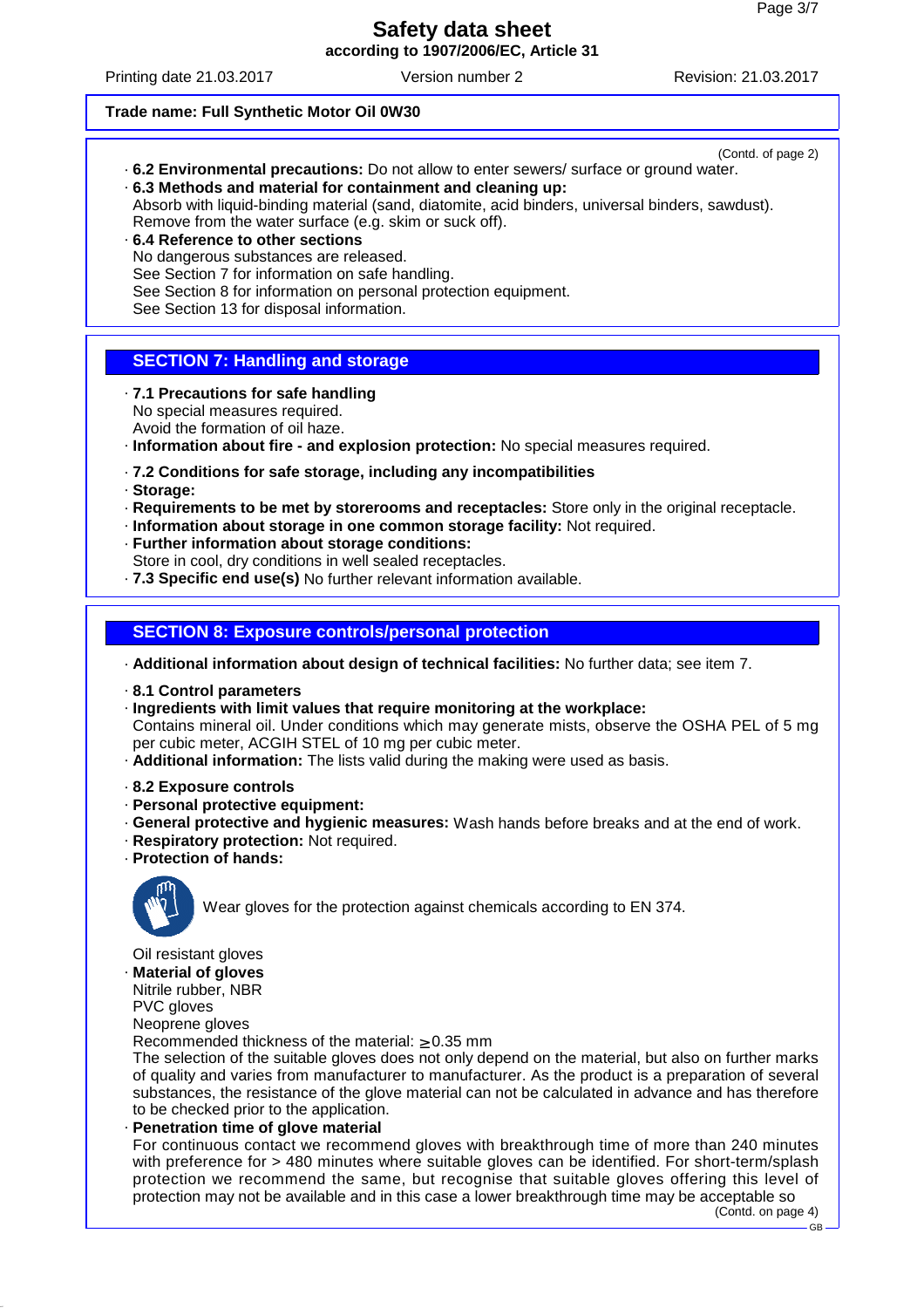Trade name: Full Synthetic Motor Oil 0W30

(Contd. of page 2)

· **6.2 Environmental precautions:** Do not allow to enter sewers/ surface or ground water.

· **6.3 Methods and material for containment and cleaning up:**
Absorb with liquid-binding material (sand, diatomite, acid binders, universal binders, sawdust).
Remove from the water surface (e.g. skim or suck off).

· **6.4 Reference to other sections**
No dangerous substances are released.
See Section 7 for information on safe handling.
See Section 8 for information on personal protection equipment.
See Section 13 for disposal information.

## SECTION 7: Handling and storage

· **7.1 Precautions for safe handling**
No special measures required.
Avoid the formation of oil haze.

· **Information about fire - and explosion protection:** No special measures required.

· **7.2 Conditions for safe storage, including any incompatibilities**

· **Storage:**

· **Requirements to be met by storerooms and receptacles:** Store only in the original receptacle.

· **Information about storage in one common storage facility:** Not required.

· **Further information about storage conditions:**
Store in cool, dry conditions in well sealed receptacles.

· **7.3 Specific end use(s)** No further relevant information available.

## SECTION 8: Exposure controls/personal protection

· **Additional information about design of technical facilities:** No further data; see item 7.

· **8.1 Control parameters**

· **Ingredients with limit values that require monitoring at the workplace:**
Contains mineral oil. Under conditions which may generate mists, observe the OSHA PEL of 5 mg per cubic meter, ACGIH STEL of 10 mg per cubic meter.

· **Additional information:** The lists valid during the making were used as basis.

· **8.2 Exposure controls**

· **Personal protective equipment:**

· **General protective and hygienic measures:** Wash hands before breaks and at the end of work.

· **Respiratory protection:** Not required.

· **Protection of hands:**

Wear gloves for the protection against chemicals according to EN 374.

Oil resistant gloves

· **Material of gloves**
Nitrile rubber, NBR
PVC gloves
Neoprene gloves
Recommended thickness of the material: $\geq$ 0.35 mm
The selection of the suitable gloves does not only depend on the material, but also on further marks of quality and varies from manufacturer to manufacturer. As the product is a preparation of several substances, the resistance of the glove material can not be calculated in advance and has therefore to be checked prior to the application.

· **Penetration time of glove material**
For continuous contact we recommend gloves with breakthrough time of more than 240 minutes with preference for > 480 minutes where suitable gloves can be identified. For short-term/splash protection we recommend the same, but recognise that suitable gloves offering this level of protection may not be available and in this case a lower breakthrough time may be acceptable so

(Contd. on page 4)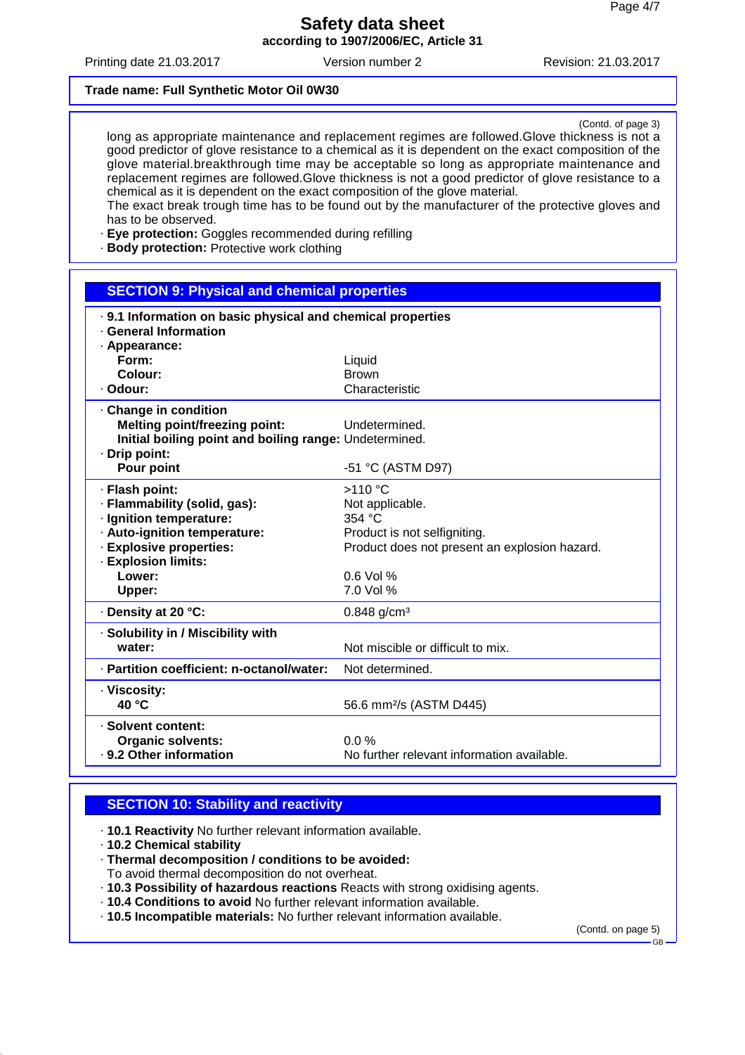Trade name: **Full Synthetic Motor Oil 0W30**

(Contd. of page 3)

long as appropriate maintenance and replacement regimes are followed.Glove thickness is not a good predictor of glove resistance to a chemical as it is dependent on the exact composition of the glove material.breakthrough time may be acceptable so long as appropriate maintenance and replacement regimes are followed.Glove thickness is not a good predictor of glove resistance to a chemical as it is dependent on the exact composition of the glove material.
The exact break trough time has to be found out by the manufacturer of the protective gloves and has to be observed.

· **Eye protection:** Goggles recommended during refilling
· **Body protection:** Protective work clothing

## SECTION 9: Physical and chemical properties

· **9.1 Information on basic physical and chemical properties**
· **General Information**
· **Appearance:**

| | |
|---|---|
| **Form:** | Liquid |
| **Colour:** | Brown |
| · **Odour:** | Characteristic |
| · **Change in condition** | |
| **Melting point/freezing point:** | Undetermined. |
| **Initial boiling point and boiling range:** | Undetermined. |
| · **Drip point:** | |
| **Pour point** | -51 °C (ASTM D97) |
| · **Flash point:** | >110 °C |
| · **Flammability (solid, gas):** | Not applicable. |
| · **Ignition temperature:** | 354 °C |
| · **Auto-ignition temperature:** | Product is not selfigniting. |
| · **Explosive properties:** | Product does not present an explosion hazard. |
| · **Explosion limits:** | |
| **Lower:** | 0.6 Vol % |
| **Upper:** | 7.0 Vol % |
| · **Density at 20 °C:** | 0.848 g/cm³ |
| · **Solubility in / Miscibility with water:** | Not miscible or difficult to mix. |
| · **Partition coefficient: n-octanol/water:** | Not determined. |
| · **Viscosity:** | |
| **40 °C** | 56.6 mm²/s (ASTM D445) |
| · **Solvent content:** | |
| **Organic solvents:** | 0.0 % |
| · **9.2 Other information** | No further relevant information available. |

## SECTION 10: Stability and reactivity

· **10.1 Reactivity** No further relevant information available.
· **10.2 Chemical stability**
· **Thermal decomposition / conditions to be avoided:**
To avoid thermal decomposition do not overheat.
· **10.3 Possibility of hazardous reactions** Reacts with strong oxidising agents.
· **10.4 Conditions to avoid** No further relevant information available.
· **10.5 Incompatible materials:** No further relevant information available.

(Contd. on page 5)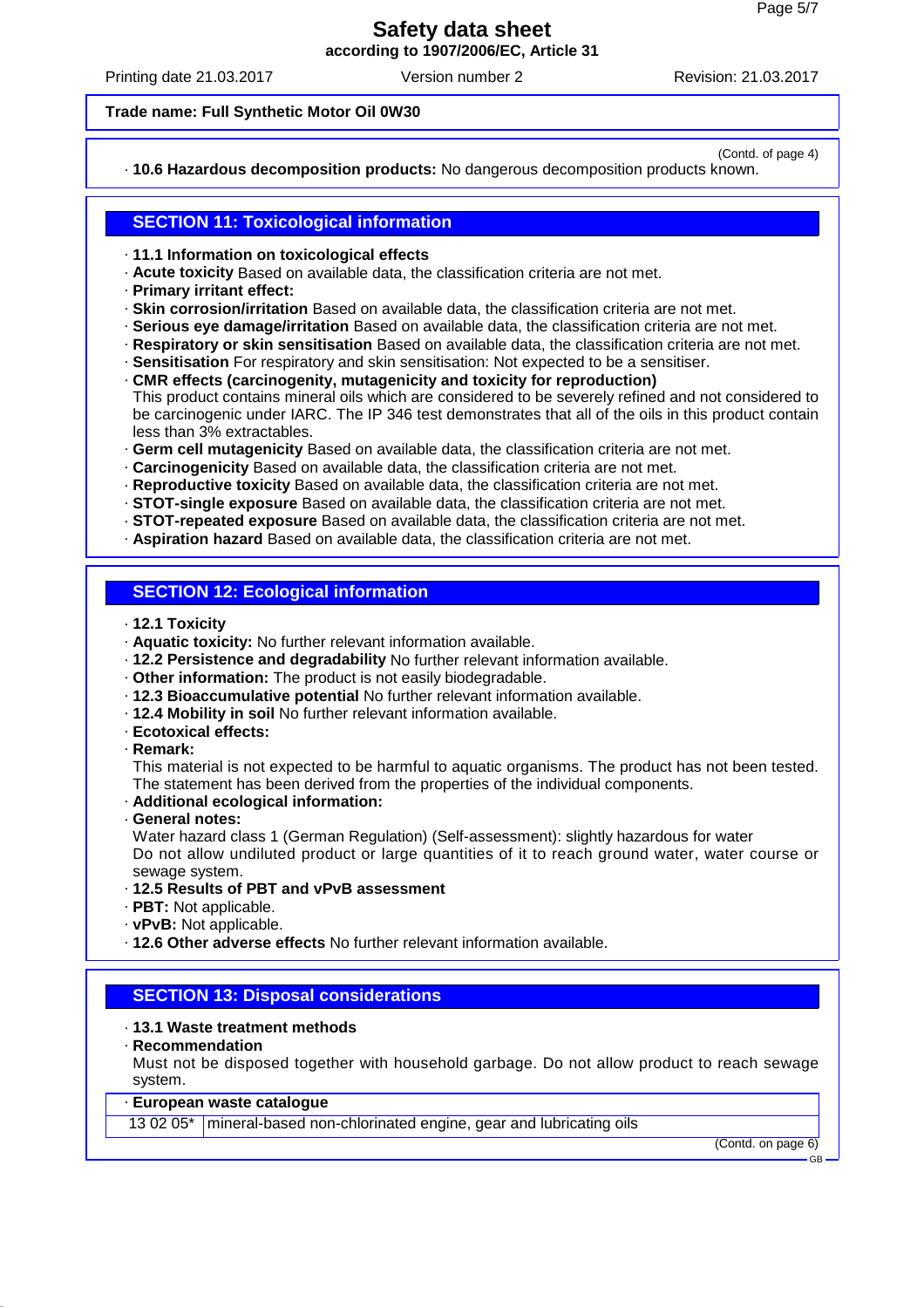Trade name: Full Synthetic Motor Oil 0W30

(Contd. of page 4)

· **10.6 Hazardous decomposition products:** No dangerous decomposition products known.

## SECTION 11: Toxicological information

· **11.1 Information on toxicological effects**
· **Acute toxicity** Based on available data, the classification criteria are not met.
· **Primary irritant effect:**
· **Skin corrosion/irritation** Based on available data, the classification criteria are not met.
· **Serious eye damage/irritation** Based on available data, the classification criteria are not met.
· **Respiratory or skin sensitisation** Based on available data, the classification criteria are not met.
· **Sensitisation** For respiratory and skin sensitisation: Not expected to be a sensitiser.
· **CMR effects (carcinogenity, mutagenicity and toxicity for reproduction)**
This product contains mineral oils which are considered to be severely refined and not considered to be carcinogenic under IARC. The IP 346 test demonstrates that all of the oils in this product contain less than 3% extractables.
· **Germ cell mutagenicity** Based on available data, the classification criteria are not met.
· **Carcinogenicity** Based on available data, the classification criteria are not met.
· **Reproductive toxicity** Based on available data, the classification criteria are not met.
· **STOT-single exposure** Based on available data, the classification criteria are not met.
· **STOT-repeated exposure** Based on available data, the classification criteria are not met.
· **Aspiration hazard** Based on available data, the classification criteria are not met.

## SECTION 12: Ecological information

· **12.1 Toxicity**
· **Aquatic toxicity:** No further relevant information available.
· **12.2 Persistence and degradability** No further relevant information available.
· **Other information:** The product is not easily biodegradable.
· **12.3 Bioaccumulative potential** No further relevant information available.
· **12.4 Mobility in soil** No further relevant information available.
· **Ecotoxical effects:**
· **Remark:**
This material is not expected to be harmful to aquatic organisms. The product has not been tested. The statement has been derived from the properties of the individual components.
· **Additional ecological information:**
· **General notes:**
Water hazard class 1 (German Regulation) (Self-assessment): slightly hazardous for water
Do not allow undiluted product or large quantities of it to reach ground water, water course or sewage system.
· **12.5 Results of PBT and vPvB assessment**
· **PBT:** Not applicable.
· **vPvB:** Not applicable.
· **12.6 Other adverse effects** No further relevant information available.

## SECTION 13: Disposal considerations

· **13.1 Waste treatment methods**
· **Recommendation**
Must not be disposed together with household garbage. Do not allow product to reach sewage system.

| · **European waste catalogue** | |
|---|---|
| 13 02 05* | mineral-based non-chlorinated engine, gear and lubricating oils |

(Contd. on page 6)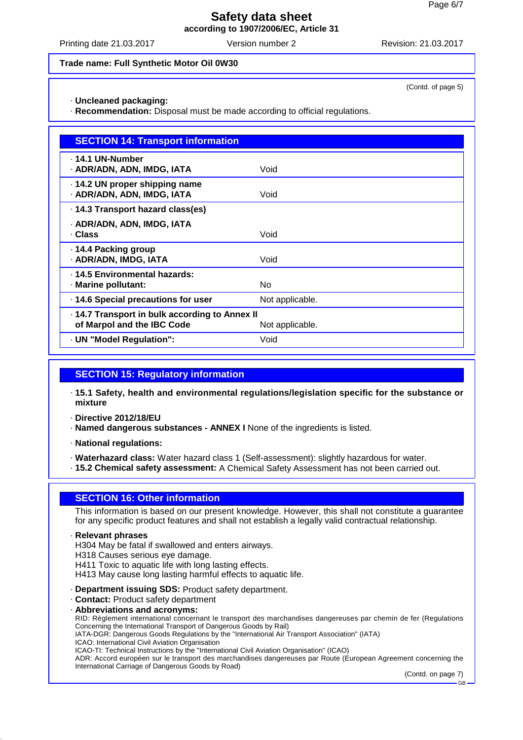**Trade name: Full Synthetic Motor Oil 0W30**

(Contd. of page 5)

· **Uncleaned packaging:**
· **Recommendation:** Disposal must be made according to official regulations.

## SECTION 14: Transport information

| | |
|---|---|
| · **14.1 UN-Number**<br>· **ADR/ADN, ADN, IMDG, IATA** | Void |
| · **14.2 UN proper shipping name**<br>· **ADR/ADN, ADN, IMDG, IATA** | Void |
| · **14.3 Transport hazard class(es)**<br>· **ADR/ADN, ADN, IMDG, IATA**<br>· **Class** | Void |
| · **14.4 Packing group**<br>· **ADR/ADN, IMDG, IATA** | Void |
| · **14.5 Environmental hazards:**<br>· **Marine pollutant:** | No |
| · **14.6 Special precautions for user** | Not applicable. |
| · **14.7 Transport in bulk according to Annex II of Marpol and the IBC Code** | Not applicable. |
| · **UN "Model Regulation":** | Void |

## SECTION 15: Regulatory information

· **15.1 Safety, health and environmental regulations/legislation specific for the substance or mixture**

· **Directive 2012/18/EU**
· **Named dangerous substances - ANNEX I** None of the ingredients is listed.

· **National regulations:**

· **Waterhazard class:** Water hazard class 1 (Self-assessment): slightly hazardous for water.
· **15.2 Chemical safety assessment:** A Chemical Safety Assessment has not been carried out.

## SECTION 16: Other information

This information is based on our present knowledge. However, this shall not constitute a guarantee for any specific product features and shall not establish a legally valid contractual relationship.

· **Relevant phrases**
H304 May be fatal if swallowed and enters airways.
H318 Causes serious eye damage.
H411 Toxic to aquatic life with long lasting effects.
H413 May cause long lasting harmful effects to aquatic life.

· **Department issuing SDS:** Product safety department.
· **Contact:** Product safety department
· **Abbreviations and acronyms:**
RID: Règlement international concernant le transport des marchandises dangereuses par chemin de fer (Regulations Concerning the International Transport of Dangerous Goods by Rail)
IATA-DGR: Dangerous Goods Regulations by the "International Air Transport Association" (IATA)
ICAO: International Civil Aviation Organisation
ICAO-TI: Technical Instructions by the "International Civil Aviation Organisation" (ICAO)
ADR: Accord européen sur le transport des marchandises dangereuses par Route (European Agreement concerning the International Carriage of Dangerous Goods by Road)

(Contd. on page 7)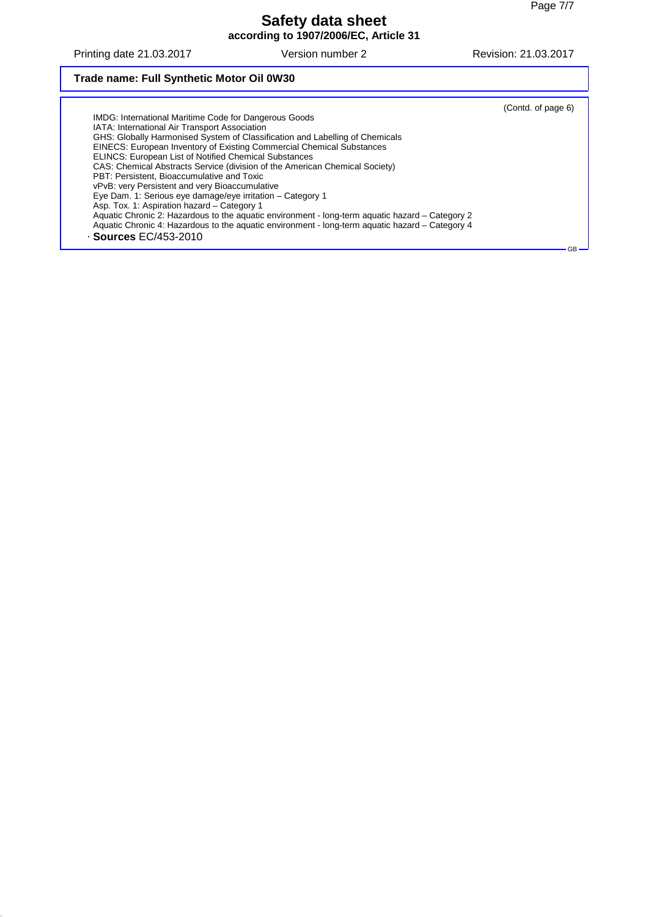**Trade name: Full Synthetic Motor Oil 0W30**

(Contd. of page 6)

IMDG: International Maritime Code for Dangerous Goods
IATA: International Air Transport Association
GHS: Globally Harmonised System of Classification and Labelling of Chemicals
EINECS: European Inventory of Existing Commercial Chemical Substances
ELINCS: European List of Notified Chemical Substances
CAS: Chemical Abstracts Service (division of the American Chemical Society)
PBT: Persistent, Bioaccumulative and Toxic
vPvB: very Persistent and very Bioaccumulative
Eye Dam. 1: Serious eye damage/eye irritation – Category 1
Asp. Tox. 1: Aspiration hazard – Category 1
Aquatic Chronic 2: Hazardous to the aquatic environment - long-term aquatic hazard – Category 2
Aquatic Chronic 4: Hazardous to the aquatic environment - long-term aquatic hazard – Category 4

· **Sources** EC/453-2010